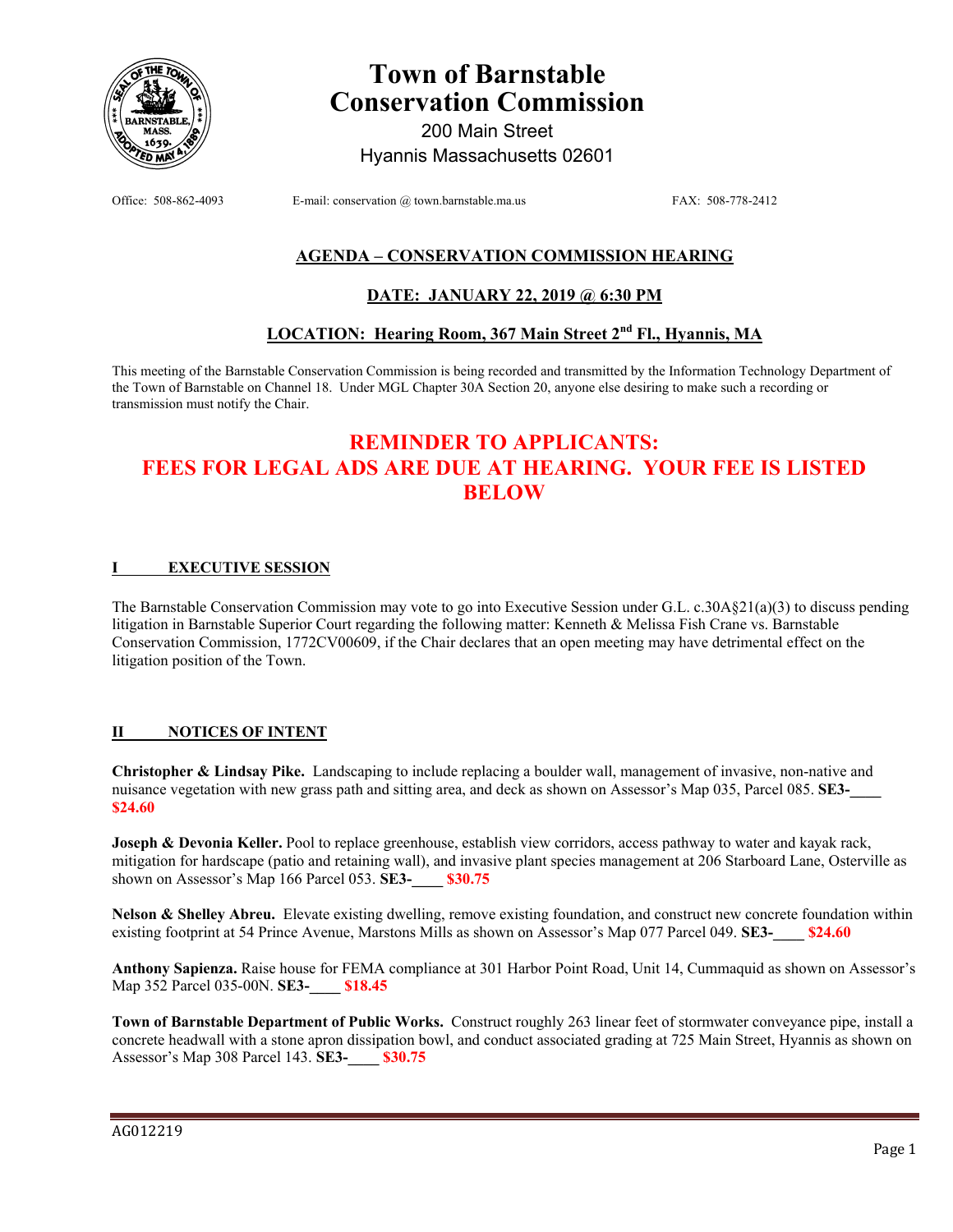# Town of Barnstable Conservation Commission

200 Main Street
Hyannis Massachusetts 02601

Office: 508-862-4093 E-mail: conservation @ town.barnstable.ma.us FAX: 508-778-2412

## AGENDA – CONSERVATION COMMISSION HEARING

## DATE: JANUARY 22, 2019 @ 6:30 PM

## LOCATION: Hearing Room, 367 Main Street 2nd Fl., Hyannis, MA

This meeting of the Barnstable Conservation Commission is being recorded and transmitted by the Information Technology Department of the Town of Barnstable on Channel 18. Under MGL Chapter 30A Section 20, anyone else desiring to make such a recording or transmission must notify the Chair.

## REMINDER TO APPLICANTS: FEES FOR LEGAL ADS ARE DUE AT HEARING. YOUR FEE IS LISTED BELOW

### I EXECUTIVE SESSION

The Barnstable Conservation Commission may vote to go into Executive Session under G.L. c.30A§21(a)(3) to discuss pending litigation in Barnstable Superior Court regarding the following matter: Kenneth & Melissa Fish Crane vs. Barnstable Conservation Commission, 1772CV00609, if the Chair declares that an open meeting may have detrimental effect on the litigation position of the Town.

### II NOTICES OF INTENT

**Christopher & Lindsay Pike.** Landscaping to include replacing a boulder wall, management of invasive, non-native and nuisance vegetation with new grass path and sitting area, and deck as shown on Assessor's Map 035, Parcel 085. **SE3-____ $24.60**

**Joseph & Devonia Keller.** Pool to replace greenhouse, establish view corridors, access pathway to water and kayak rack, mitigation for hardscape (patio and retaining wall), and invasive plant species management at 206 Starboard Lane, Osterville as shown on Assessor's Map 166 Parcel 053. **SE3-____ $30.75**

**Nelson & Shelley Abreu.** Elevate existing dwelling, remove existing foundation, and construct new concrete foundation within existing footprint at 54 Prince Avenue, Marstons Mills as shown on Assessor's Map 077 Parcel 049. **SE3-____ $24.60**

**Anthony Sapienza.** Raise house for FEMA compliance at 301 Harbor Point Road, Unit 14, Cummaquid as shown on Assessor's Map 352 Parcel 035-00N. **SE3-____ $18.45**

**Town of Barnstable Department of Public Works.** Construct roughly 263 linear feet of stormwater conveyance pipe, install a concrete headwall with a stone apron dissipation bowl, and conduct associated grading at 725 Main Street, Hyannis as shown on Assessor's Map 308 Parcel 143. **SE3-____ $30.75**

AG012219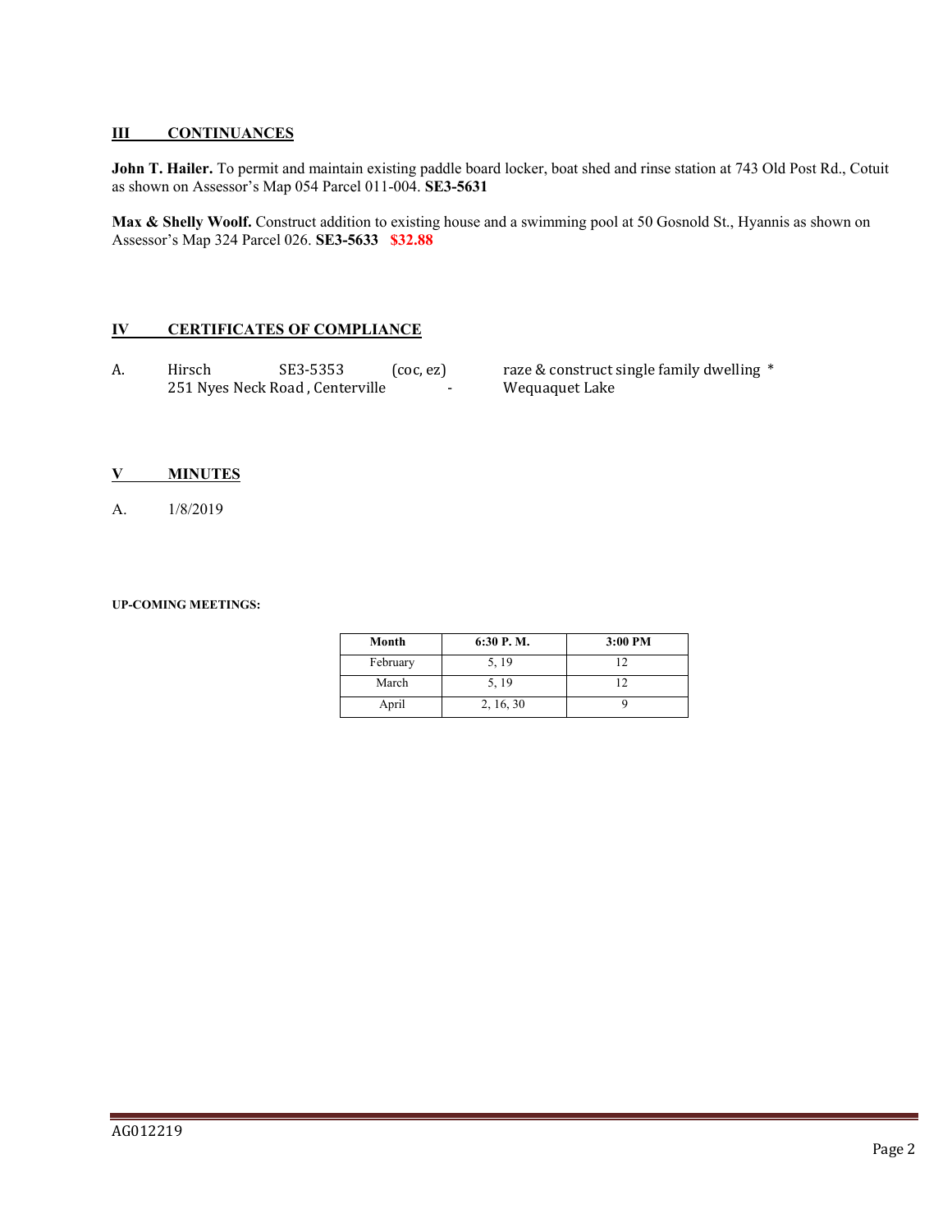## III CONTINUANCES

**John T. Hailer.** To permit and maintain existing paddle board locker, boat shed and rinse station at 743 Old Post Rd., Cotuit as shown on Assessor's Map 054 Parcel 011-004. **SE3-5631**

**Max & Shelly Woolf.** Construct addition to existing house and a swimming pool at 50 Gosnold St., Hyannis as shown on Assessor's Map 324 Parcel 026. **SE3-5633** **$32.88**

## IV CERTIFICATES OF COMPLIANCE

| | | | | |
|---|---|---|---|---|
| A. | Hirsch | SE3-5353 | (coc, ez) | raze & construct single family dwelling * |
| | 251 Nyes Neck Road , Centerville | | - | Wequaquet Lake |

## V MINUTES

A. 1/8/2019

**UP-COMING MEETINGS:**

| Month | 6:30 P. M. | 3:00 PM |
|---|---|---|
| February | 5, 19 | 12 |
| March | 5, 19 | 12 |
| April | 2, 16, 30 | 9 |

AG012219